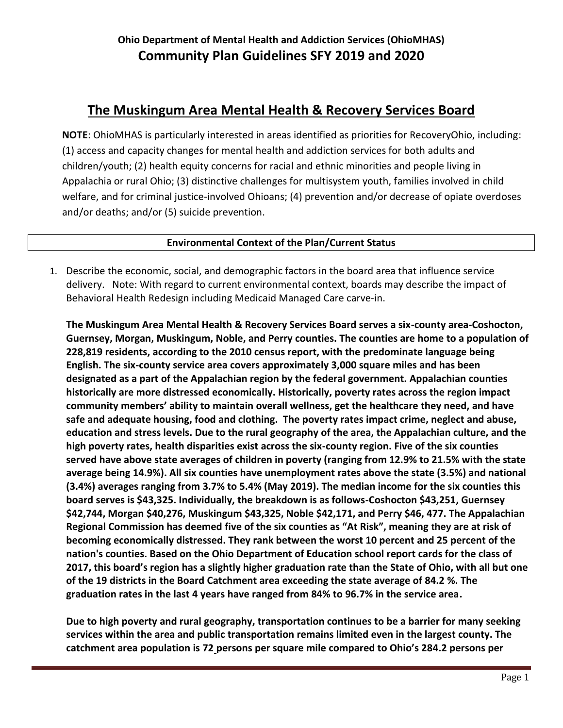## Ohio Department of Mental Health and Addiction Services (OhioMHAS)

# Community Plan Guidelines SFY 2019 and 2020

## The Muskingum Area Mental Health & Recovery Services Board

**NOTE**: OhioMHAS is particularly interested in areas identified as priorities for RecoveryOhio, including: (1) access and capacity changes for mental health and addiction services for both adults and children/youth; (2) health equity concerns for racial and ethnic minorities and people living in Appalachia or rural Ohio; (3) distinctive challenges for multisystem youth, families involved in child welfare, and for criminal justice-involved Ohioans; (4) prevention and/or decrease of opiate overdoses and/or deaths; and/or (5) suicide prevention.

### Environmental Context of the Plan/Current Status

1. Describe the economic, social, and demographic factors in the board area that influence service delivery. Note: With regard to current environmental context, boards may describe the impact of Behavioral Health Redesign including Medicaid Managed Care carve-in.

   **The Muskingum Area Mental Health & Recovery Services Board serves a six-county area-Coshocton, Guernsey, Morgan, Muskingum, Noble, and Perry counties. The counties are home to a population of 228,819 residents, according to the 2010 census report, with the predominate language being English. The six-county service area covers approximately 3,000 square miles and has been designated as a part of the Appalachian region by the federal government. Appalachian counties historically are more distressed economically. Historically, poverty rates across the region impact community members' ability to maintain overall wellness, get the healthcare they need, and have safe and adequate housing, food and clothing. The poverty rates impact crime, neglect and abuse, education and stress levels. Due to the rural geography of the area, the Appalachian culture, and the high poverty rates, health disparities exist across the six-county region. Five of the six counties served have above state averages of children in poverty (ranging from 12.9% to 21.5% with the state average being 14.9%). All six counties have unemployment rates above the state (3.5%) and national (3.4%) averages ranging from 3.7% to 5.4% (May 2019). The median income for the six counties this board serves is $43,325. Individually, the breakdown is as follows-Coshocton $43,251, Guernsey $42,744, Morgan $40,276, Muskingum $43,325, Noble $42,171, and Perry $46, 477. The Appalachian Regional Commission has deemed five of the six counties as "At Risk", meaning they are at risk of becoming economically distressed. They rank between the worst 10 percent and 25 percent of the nation's counties. Based on the Ohio Department of Education school report cards for the class of 2017, this board's region has a slightly higher graduation rate than the State of Ohio, with all but one of the 19 districts in the Board Catchment area exceeding the state average of 84.2 %. The graduation rates in the last 4 years have ranged from 84% to 96.7% in the service area.**

   **Due to high poverty and rural geography, transportation continues to be a barrier for many seeking services within the area and public transportation remains limited even in the largest county. The catchment area population is 72 persons per square mile compared to Ohio's 284.2 persons per**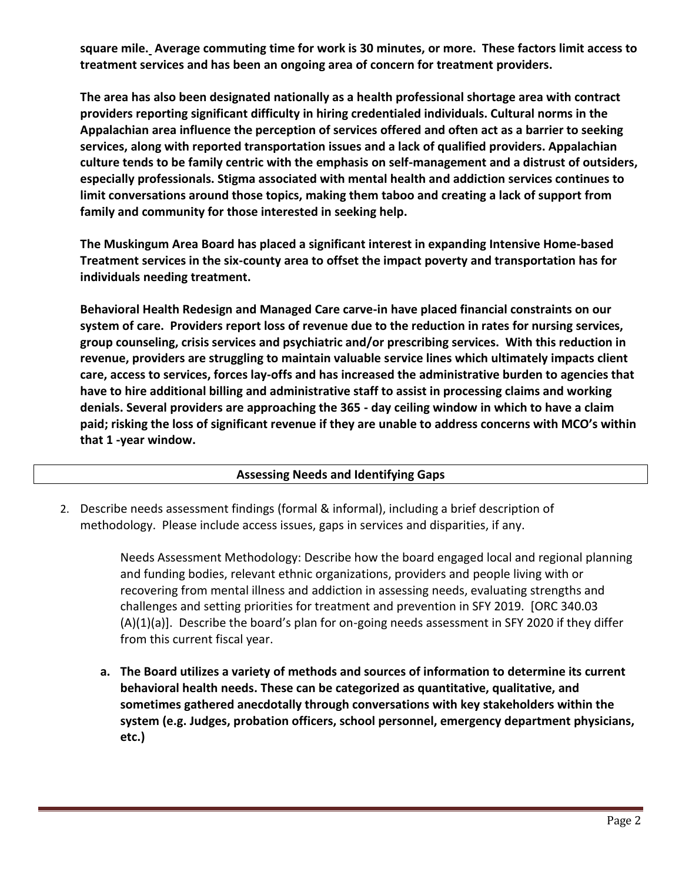**square mile. Average commuting time for work is 30 minutes, or more. These factors limit access to treatment services and has been an ongoing area of concern for treatment providers.**

**The area has also been designated nationally as a health professional shortage area with contract providers reporting significant difficulty in hiring credentialed individuals. Cultural norms in the Appalachian area influence the perception of services offered and often act as a barrier to seeking services, along with reported transportation issues and a lack of qualified providers. Appalachian culture tends to be family centric with the emphasis on self-management and a distrust of outsiders, especially professionals. Stigma associated with mental health and addiction services continues to limit conversations around those topics, making them taboo and creating a lack of support from family and community for those interested in seeking help.**

**The Muskingum Area Board has placed a significant interest in expanding Intensive Home-based Treatment services in the six-county area to offset the impact poverty and transportation has for individuals needing treatment.**

**Behavioral Health Redesign and Managed Care carve-in have placed financial constraints on our system of care. Providers report loss of revenue due to the reduction in rates for nursing services, group counseling, crisis services and psychiatric and/or prescribing services. With this reduction in revenue, providers are struggling to maintain valuable service lines which ultimately impacts client care, access to services, forces lay-offs and has increased the administrative burden to agencies that have to hire additional billing and administrative staff to assist in processing claims and working denials. Several providers are approaching the 365 - day ceiling window in which to have a claim paid; risking the loss of significant revenue if they are unable to address concerns with MCO's within that 1 -year window.**

## Assessing Needs and Identifying Gaps

2. Describe needs assessment findings (formal & informal), including a brief description of methodology. Please include access issues, gaps in services and disparities, if any.

   Needs Assessment Methodology: Describe how the board engaged local and regional planning and funding bodies, relevant ethnic organizations, providers and people living with or recovering from mental illness and addiction in assessing needs, evaluating strengths and challenges and setting priorities for treatment and prevention in SFY 2019. [ORC 340.03 (A)(1)(a)]. Describe the board's plan for on-going needs assessment in SFY 2020 if they differ from this current fiscal year.

   a. **The Board utilizes a variety of methods and sources of information to determine its current behavioral health needs. These can be categorized as quantitative, qualitative, and sometimes gathered anecdotally through conversations with key stakeholders within the system (e.g. Judges, probation officers, school personnel, emergency department physicians, etc.)**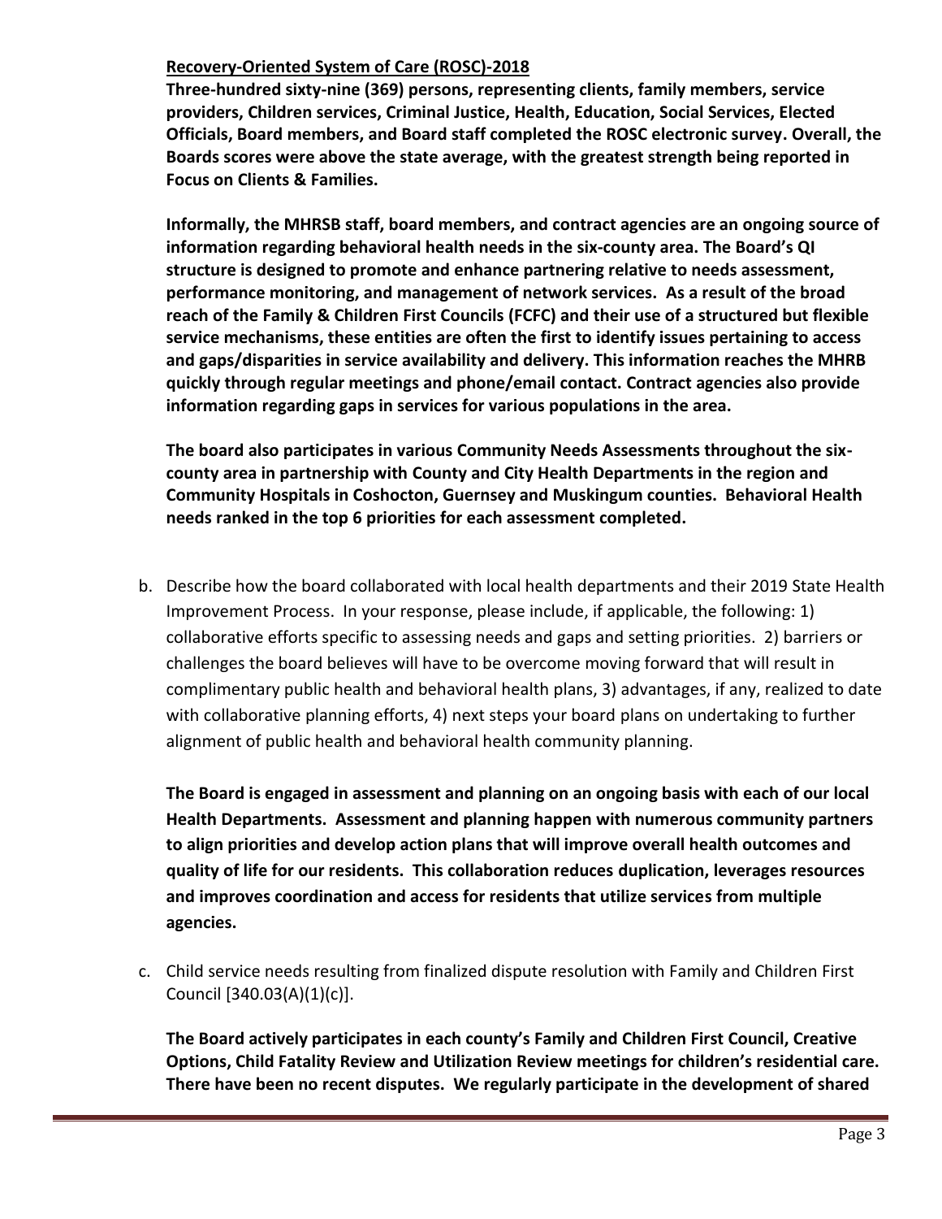**<u>Recovery-Oriented System of Care (ROSC)-2018</u>**

**Three-hundred sixty-nine (369) persons, representing clients, family members, service providers, Children services, Criminal Justice, Health, Education, Social Services, Elected Officials, Board members, and Board staff completed the ROSC electronic survey. Overall, the Boards scores were above the state average, with the greatest strength being reported in Focus on Clients & Families.**

**Informally, the MHRSB staff, board members, and contract agencies are an ongoing source of information regarding behavioral health needs in the six-county area. The Board's QI structure is designed to promote and enhance partnering relative to needs assessment, performance monitoring, and management of network services. As a result of the broad reach of the Family & Children First Councils (FCFC) and their use of a structured but flexible service mechanisms, these entities are often the first to identify issues pertaining to access and gaps/disparities in service availability and delivery. This information reaches the MHRB quickly through regular meetings and phone/email contact. Contract agencies also provide information regarding gaps in services for various populations in the area.**

**The board also participates in various Community Needs Assessments throughout the six-county area in partnership with County and City Health Departments in the region and Community Hospitals in Coshocton, Guernsey and Muskingum counties. Behavioral Health needs ranked in the top 6 priorities for each assessment completed.**

b. Describe how the board collaborated with local health departments and their 2019 State Health Improvement Process. In your response, please include, if applicable, the following: 1) collaborative efforts specific to assessing needs and gaps and setting priorities. 2) barriers or challenges the board believes will have to be overcome moving forward that will result in complimentary public health and behavioral health plans, 3) advantages, if any, realized to date with collaborative planning efforts, 4) next steps your board plans on undertaking to further alignment of public health and behavioral health community planning.

   **The Board is engaged in assessment and planning on an ongoing basis with each of our local Health Departments. Assessment and planning happen with numerous community partners to align priorities and develop action plans that will improve overall health outcomes and quality of life for our residents. This collaboration reduces duplication, leverages resources and improves coordination and access for residents that utilize services from multiple agencies.**

c. Child service needs resulting from finalized dispute resolution with Family and Children First Council [340.03(A)(1)(c)].

   **The Board actively participates in each county's Family and Children First Council, Creative Options, Child Fatality Review and Utilization Review meetings for children's residential care. There have been no recent disputes. We regularly participate in the development of shared**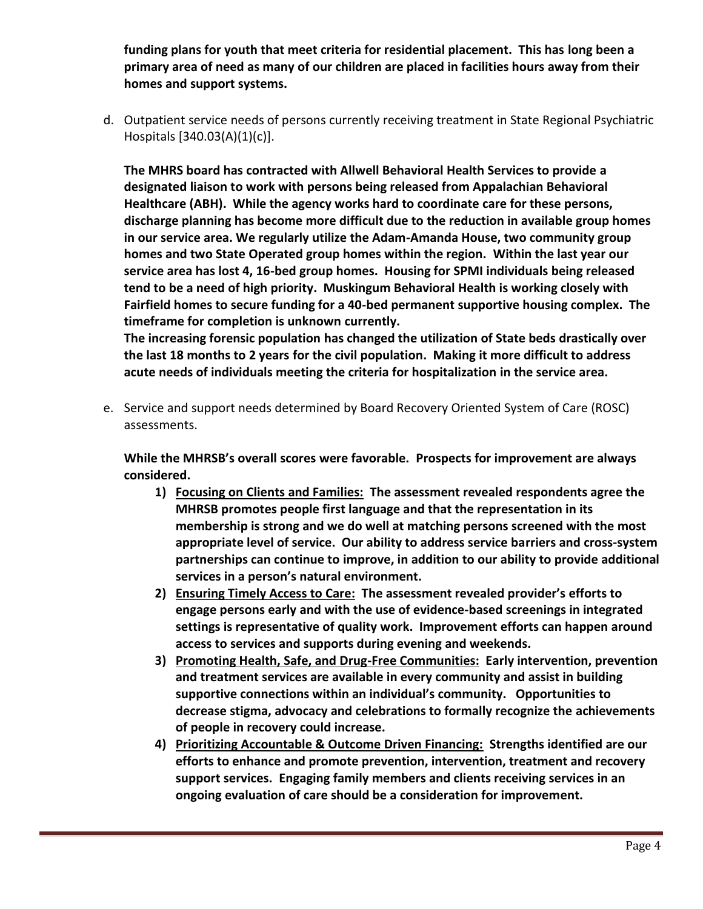**funding plans for youth that meet criteria for residential placement. This has long been a primary area of need as many of our children are placed in facilities hours away from their homes and support systems.**

d. Outpatient service needs of persons currently receiving treatment in State Regional Psychiatric Hospitals [340.03(A)(1)(c)].

   **The MHRS board has contracted with Allwell Behavioral Health Services to provide a designated liaison to work with persons being released from Appalachian Behavioral Healthcare (ABH). While the agency works hard to coordinate care for these persons, discharge planning has become more difficult due to the reduction in available group homes in our service area. We regularly utilize the Adam-Amanda House, two community group homes and two State Operated group homes within the region. Within the last year our service area has lost 4, 16-bed group homes. Housing for SPMI individuals being released tend to be a need of high priority. Muskingum Behavioral Health is working closely with Fairfield homes to secure funding for a 40-bed permanent supportive housing complex. The timeframe for completion is unknown currently.**
   **The increasing forensic population has changed the utilization of State beds drastically over the last 18 months to 2 years for the civil population. Making it more difficult to address acute needs of individuals meeting the criteria for hospitalization in the service area.**

e. Service and support needs determined by Board Recovery Oriented System of Care (ROSC) assessments.

   **While the MHRSB's overall scores were favorable. Prospects for improvement are always considered.**

   1) **__Focusing on Clients and Families:__ The assessment revealed respondents agree the MHRSB promotes people first language and that the representation in its membership is strong and we do well at matching persons screened with the most appropriate level of service. Our ability to address service barriers and cross-system partnerships can continue to improve, in addition to our ability to provide additional services in a person's natural environment.**
   2) **__Ensuring Timely Access to Care:__ The assessment revealed provider's efforts to engage persons early and with the use of evidence-based screenings in integrated settings is representative of quality work. Improvement efforts can happen around access to services and supports during evening and weekends.**
   3) **__Promoting Health, Safe, and Drug-Free Communities:__ Early intervention, prevention and treatment services are available in every community and assist in building supportive connections within an individual's community. Opportunities to decrease stigma, advocacy and celebrations to formally recognize the achievements of people in recovery could increase.**
   4) **__Prioritizing Accountable & Outcome Driven Financing:__ Strengths identified are our efforts to enhance and promote prevention, intervention, treatment and recovery support services. Engaging family members and clients receiving services in an ongoing evaluation of care should be a consideration for improvement.**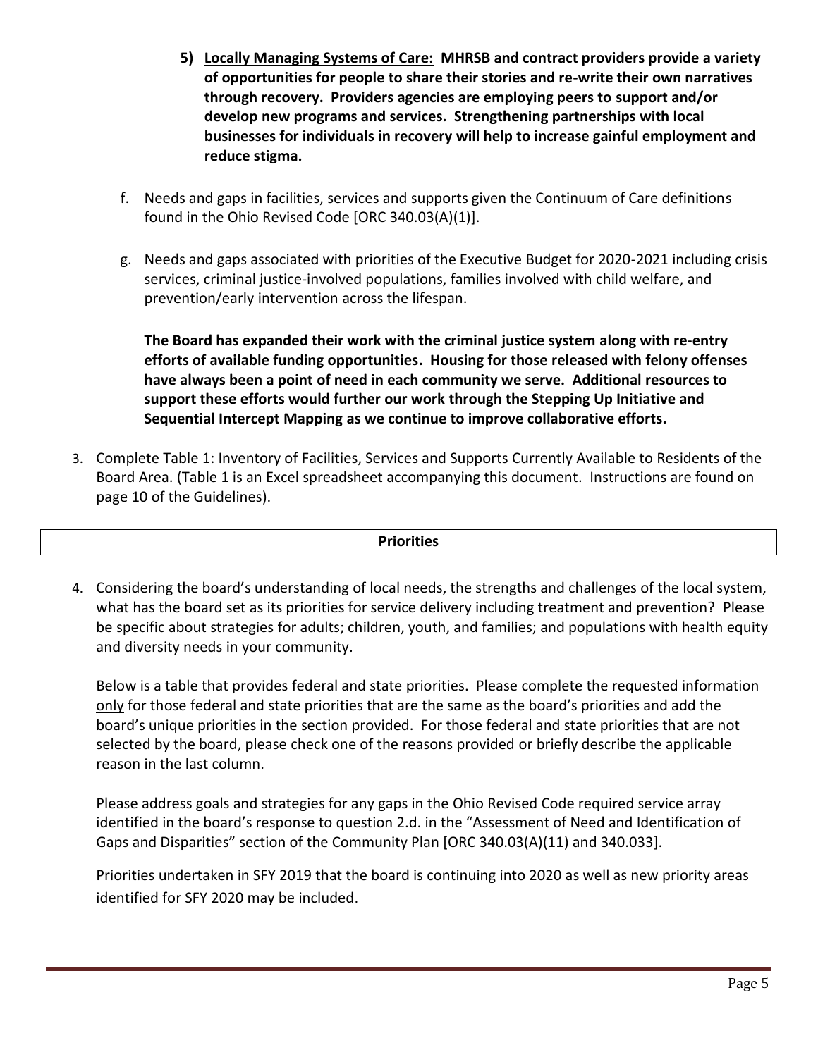5) **<u>Locally Managing Systems of Care:</u> MHRSB and contract providers provide a variety of opportunities for people to share their stories and re-write their own narratives through recovery. Providers agencies are employing peers to support and/or develop new programs and services. Strengthening partnerships with local businesses for individuals in recovery will help to increase gainful employment and reduce stigma.**

f. Needs and gaps in facilities, services and supports given the Continuum of Care definitions found in the Ohio Revised Code [ORC 340.03(A)(1)].

g. Needs and gaps associated with priorities of the Executive Budget for 2020-2021 including crisis services, criminal justice-involved populations, families involved with child welfare, and prevention/early intervention across the lifespan.

**The Board has expanded their work with the criminal justice system along with re-entry efforts of available funding opportunities. Housing for those released with felony offenses have always been a point of need in each community we serve. Additional resources to support these efforts would further our work through the Stepping Up Initiative and Sequential Intercept Mapping as we continue to improve collaborative efforts.**

3. Complete Table 1: Inventory of Facilities, Services and Supports Currently Available to Residents of the Board Area. (Table 1 is an Excel spreadsheet accompanying this document. Instructions are found on page 10 of the Guidelines).

## Priorities

4. Considering the board's understanding of local needs, the strengths and challenges of the local system, what has the board set as its priorities for service delivery including treatment and prevention? Please be specific about strategies for adults; children, youth, and families; and populations with health equity and diversity needs in your community.

   Below is a table that provides federal and state priorities. Please complete the requested information <u>only</u> for those federal and state priorities that are the same as the board's priorities and add the board's unique priorities in the section provided. For those federal and state priorities that are not selected by the board, please check one of the reasons provided or briefly describe the applicable reason in the last column.

   Please address goals and strategies for any gaps in the Ohio Revised Code required service array identified in the board's response to question 2.d. in the "Assessment of Need and Identification of Gaps and Disparities" section of the Community Plan [ORC 340.03(A)(11) and 340.033].

   Priorities undertaken in SFY 2019 that the board is continuing into 2020 as well as new priority areas identified for SFY 2020 may be included.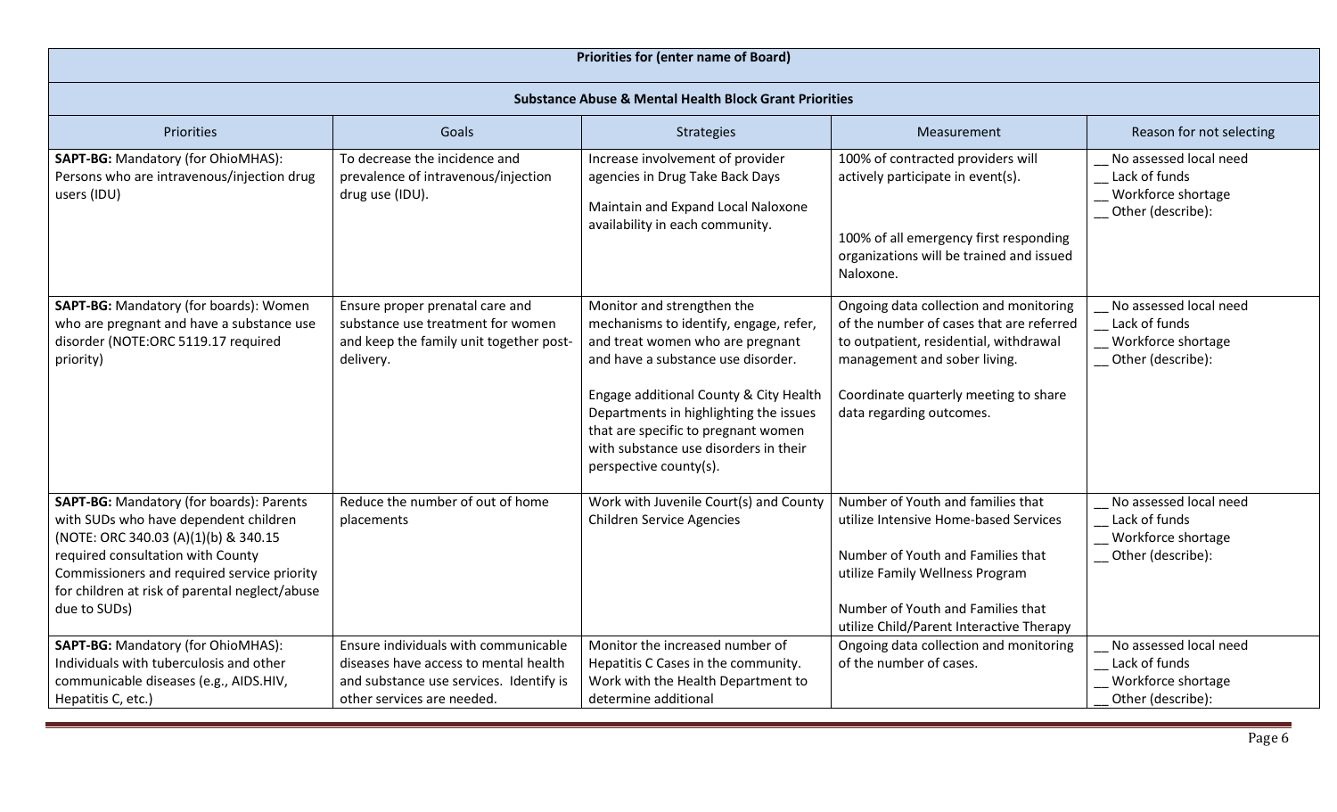| Priorities for (enter name of Board) | | | | |
|---|---|---|---|---|
| **Substance Abuse & Mental Health Block Grant Priorities** | | | | |
| Priorities | Goals | Strategies | Measurement | Reason for not selecting |
| **SAPT-BG:** Mandatory (for OhioMHAS): Persons who are intravenous/injection drug users (IDU) | To decrease the incidence and prevalence of intravenous/injection drug use (IDU). | Increase involvement of provider agencies in Drug Take Back Days<br><br>Maintain and Expand Local Naloxone availability in each community. | 100% of contracted providers will actively participate in event(s).<br><br>100% of all emergency first responding organizations will be trained and issued Naloxone. | __ No assessed local need<br>__ Lack of funds<br>__ Workforce shortage<br>__ Other (describe): |
| **SAPT-BG:** Mandatory (for boards): Women who are pregnant and have a substance use disorder (NOTE:ORC 5119.17 required priority) | Ensure proper prenatal care and substance use treatment for women and keep the family unit together post-delivery. | Monitor and strengthen the mechanisms to identify, engage, refer, and treat women who are pregnant and have a substance use disorder.<br><br>Engage additional County & City Health Departments in highlighting the issues that are specific to pregnant women with substance use disorders in their perspective county(s). | Ongoing data collection and monitoring of the number of cases that are referred to outpatient, residential, withdrawal management and sober living.<br><br>Coordinate quarterly meeting to share data regarding outcomes. | __ No assessed local need<br>__ Lack of funds<br>__ Workforce shortage<br>__ Other (describe): |
| **SAPT-BG:** Mandatory (for boards): Parents with SUDs who have dependent children (NOTE: ORC 340.03 (A)(1)(b) & 340.15 required consultation with County Commissioners and required service priority for children at risk of parental neglect/abuse due to SUDs) | Reduce the number of out of home placements | Work with Juvenile Court(s) and County Children Service Agencies | Number of Youth and families that utilize Intensive Home-based Services<br><br>Number of Youth and Families that utilize Family Wellness Program<br><br>Number of Youth and Families that utilize Child/Parent Interactive Therapy | __ No assessed local need<br>__ Lack of funds<br>__ Workforce shortage<br>__ Other (describe): |
| **SAPT-BG:** Mandatory (for OhioMHAS): Individuals with tuberculosis and other communicable diseases (e.g., AIDS.HIV, Hepatitis C, etc.) | Ensure individuals with communicable diseases have access to mental health and substance use services. Identify is other services are needed. | Monitor the increased number of Hepatitis C Cases in the community. Work with the Health Department to determine additional | Ongoing data collection and monitoring of the number of cases. | __ No assessed local need<br>__ Lack of funds<br>__ Workforce shortage<br>__ Other (describe): |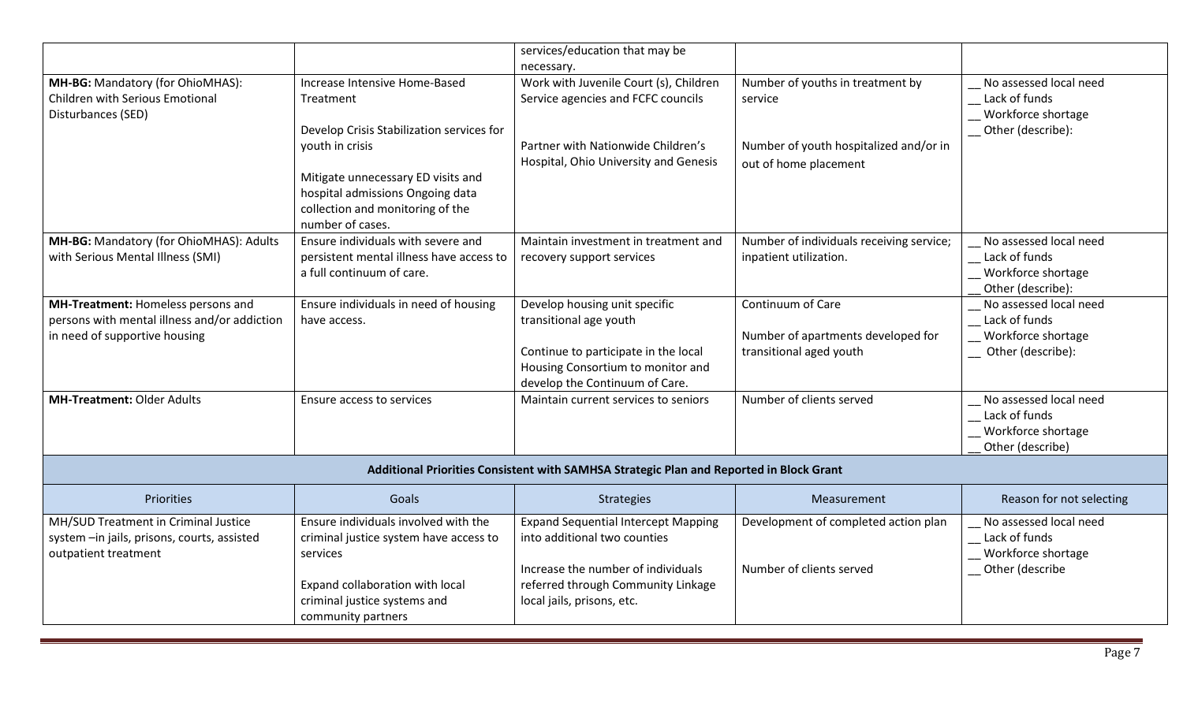| | | services/education that may be necessary. | | |
|---|---|---|---|---|
| **MH-BG:** Mandatory (for OhioMHAS): Children with Serious Emotional Disturbances (SED) | Increase Intensive Home-Based Treatment<br><br>Develop Crisis Stabilization services for youth in crisis<br><br>Mitigate unnecessary ED visits and hospital admissions Ongoing data collection and monitoring of the number of cases. | Work with Juvenile Court (s), Children Service agencies and FCFC councils<br><br>Partner with Nationwide Children's Hospital, Ohio University and Genesis | Number of youths in treatment by service<br><br>Number of youth hospitalized and/or in out of home placement | __ No assessed local need<br>__ Lack of funds<br>__ Workforce shortage<br>__ Other (describe): |
| **MH-BG:** Mandatory (for OhioMHAS): Adults with Serious Mental Illness (SMI) | Ensure individuals with severe and persistent mental illness have access to a full continuum of care. | Maintain investment in treatment and recovery support services | Number of individuals receiving service; inpatient utilization. | __ No assessed local need<br>__ Lack of funds<br>__ Workforce shortage<br>__ Other (describe): |
| **MH-Treatment:** Homeless persons and persons with mental illness and/or addiction in need of supportive housing | Ensure individuals in need of housing have access. | Develop housing unit specific transitional age youth<br><br>Continue to participate in the local Housing Consortium to monitor and develop the Continuum of Care. | Continuum of Care<br><br>Number of apartments developed for transitional aged youth | __ No assessed local need<br>__ Lack of funds<br>__ Workforce shortage<br>__ Other (describe): |
| **MH-Treatment:** Older Adults | Ensure access to services | Maintain current services to seniors | Number of clients served | __ No assessed local need<br>__ Lack of funds<br>__ Workforce shortage<br>__ Other (describe) |
| **Additional Priorities Consistent with SAMHSA Strategic Plan and Reported in Block Grant** | | | | |
| Priorities | Goals | Strategies | Measurement | Reason for not selecting |
| MH/SUD Treatment in Criminal Justice system –in jails, prisons, courts, assisted outpatient treatment | Ensure individuals involved with the criminal justice system have access to services<br><br>Expand collaboration with local criminal justice systems and community partners | Expand Sequential Intercept Mapping into additional two counties<br><br>Increase the number of individuals referred through Community Linkage local jails, prisons, etc. | Development of completed action plan<br><br>Number of clients served | __ No assessed local need<br>__ Lack of funds<br>__ Workforce shortage<br>__ Other (describe |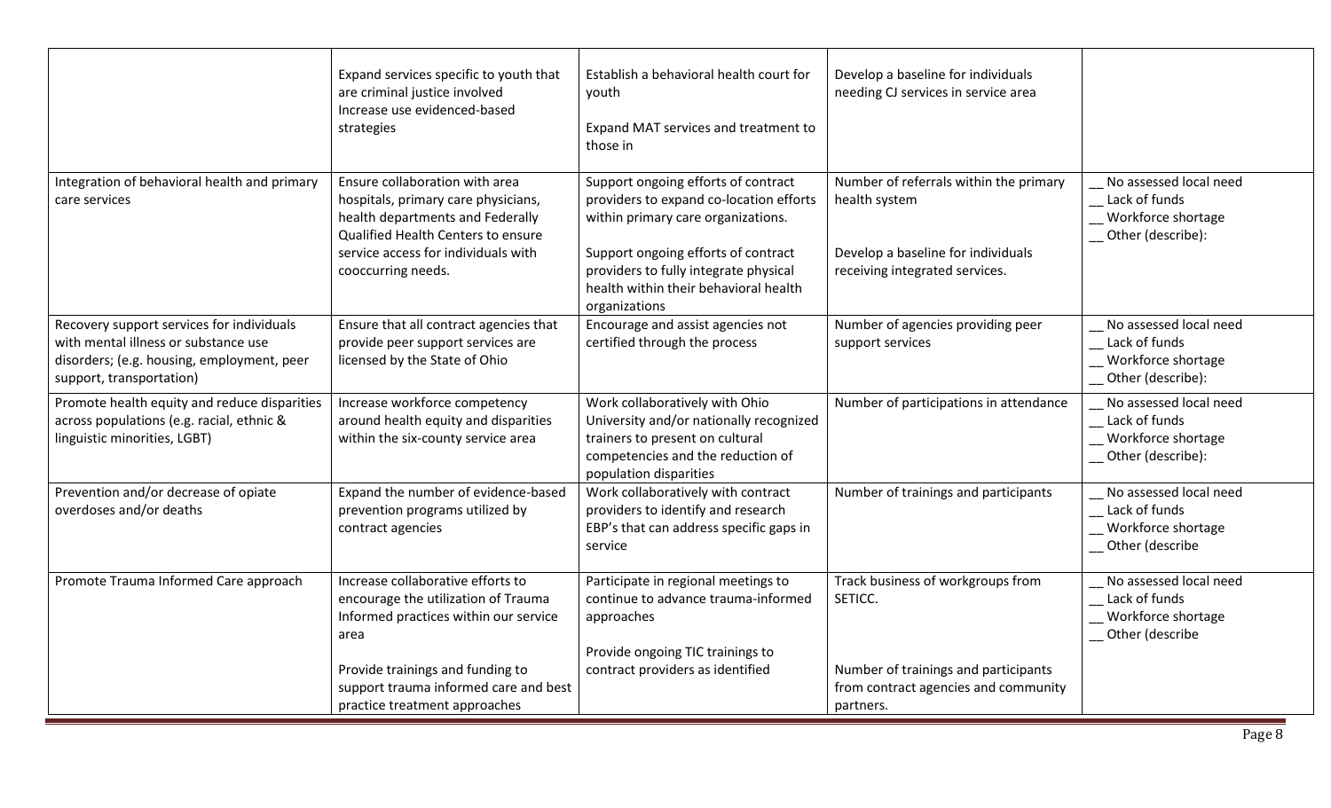| | | | | |
|---|---|---|---|---|
| | Expand services specific to youth that are criminal justice involved<br>Increase use evidenced-based strategies | Establish a behavioral health court for youth<br><br>Expand MAT services and treatment to those in | Develop a baseline for individuals needing CJ services in service area | |
| Integration of behavioral health and primary care services | Ensure collaboration with area hospitals, primary care physicians, health departments and Federally Qualified Health Centers to ensure service access for individuals with cooccurring needs. | Support ongoing efforts of contract providers to expand co-location efforts within primary care organizations.<br><br>Support ongoing efforts of contract providers to fully integrate physical health within their behavioral health organizations | Number of referrals within the primary health system<br><br>Develop a baseline for individuals receiving integrated services. | __ No assessed local need<br>__ Lack of funds<br>__ Workforce shortage<br>__ Other (describe): |
| Recovery support services for individuals with mental illness or substance use disorders; (e.g. housing, employment, peer support, transportation) | Ensure that all contract agencies that provide peer support services are licensed by the State of Ohio | Encourage and assist agencies not certified through the process | Number of agencies providing peer support services | __ No assessed local need<br>__ Lack of funds<br>__ Workforce shortage<br>__ Other (describe): |
| Promote health equity and reduce disparities across populations (e.g. racial, ethnic & linguistic minorities, LGBT) | Increase workforce competency around health equity and disparities within the six-county service area | Work collaboratively with Ohio University and/or nationally recognized trainers to present on cultural competencies and the reduction of population disparities | Number of participations in attendance | __ No assessed local need<br>__ Lack of funds<br>__ Workforce shortage<br>__ Other (describe): |
| Prevention and/or decrease of opiate overdoses and/or deaths | Expand the number of evidence-based prevention programs utilized by contract agencies | Work collaboratively with contract providers to identify and research EBP's that can address specific gaps in service | Number of trainings and participants | __ No assessed local need<br>__ Lack of funds<br>__ Workforce shortage<br>__ Other (describe |
| Promote Trauma Informed Care approach | Increase collaborative efforts to encourage the utilization of Trauma Informed practices within our service area<br><br>Provide trainings and funding to support trauma informed care and best practice treatment approaches | Participate in regional meetings to continue to advance trauma-informed approaches<br><br>Provide ongoing TIC trainings to contract providers as identified | Track business of workgroups from SETICC.<br><br>Number of trainings and participants from contract agencies and community partners. | __ No assessed local need<br>__ Lack of funds<br>__ Workforce shortage<br>__ Other (describe |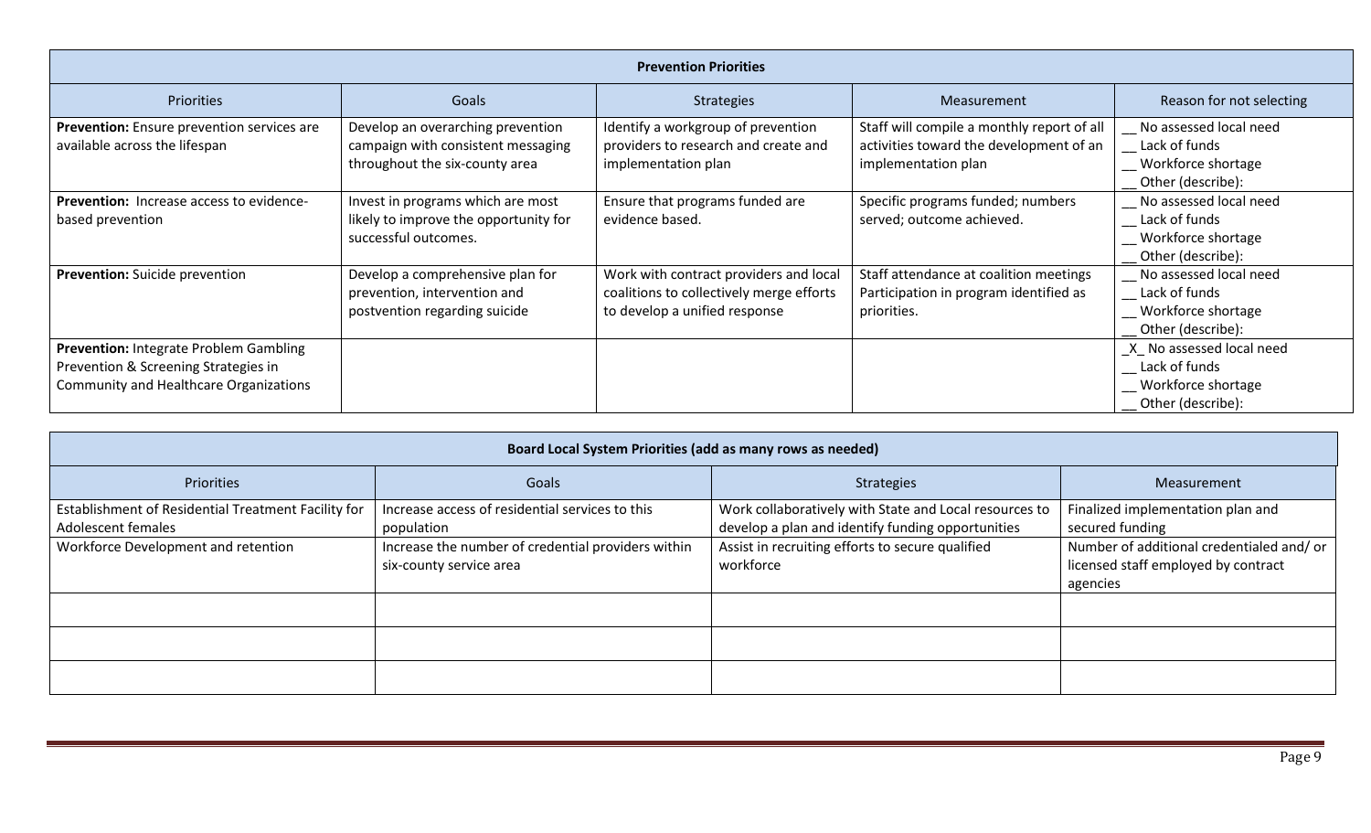| Prevention Priorities | | | | |
|---|---|---|---|---|
| Priorities | Goals | Strategies | Measurement | Reason for not selecting |
| **Prevention:** Ensure prevention services are available across the lifespan | Develop an overarching prevention campaign with consistent messaging throughout the six-county area | Identify a workgroup of prevention providers to research and create and implementation plan | Staff will compile a monthly report of all activities toward the development of an implementation plan | __ No assessed local need<br>__ Lack of funds<br>__ Workforce shortage<br>__ Other (describe): |
| **Prevention:** Increase access to evidence-based prevention | Invest in programs which are most likely to improve the opportunity for successful outcomes. | Ensure that programs funded are evidence based. | Specific programs funded; numbers served; outcome achieved. | __ No assessed local need<br>__ Lack of funds<br>__ Workforce shortage<br>__ Other (describe): |
| **Prevention:** Suicide prevention | Develop a comprehensive plan for prevention, intervention and postvention regarding suicide | Work with contract providers and local coalitions to collectively merge efforts to develop a unified response | Staff attendance at coalition meetings Participation in program identified as priorities. | __ No assessed local need<br>__ Lack of funds<br>__ Workforce shortage<br>__ Other (describe): |
| **Prevention:** Integrate Problem Gambling Prevention & Screening Strategies in Community and Healthcare Organizations | | | | _X_ No assessed local need<br>__ Lack of funds<br>__ Workforce shortage<br>__ Other (describe): |

| Board Local System Priorities (add as many rows as needed) | | | |
|---|---|---|---|
| Priorities | Goals | Strategies | Measurement |
| Establishment of Residential Treatment Facility for Adolescent females | Increase access of residential services to this population | Work collaboratively with State and Local resources to develop a plan and identify funding opportunities | Finalized implementation plan and secured funding |
| Workforce Development and retention | Increase the number of credential providers within six-county service area | Assist in recruiting efforts to secure qualified workforce | Number of additional credentialed and/ or licensed staff employed by contract agencies |
| | | | |
| | | | |
| | | | |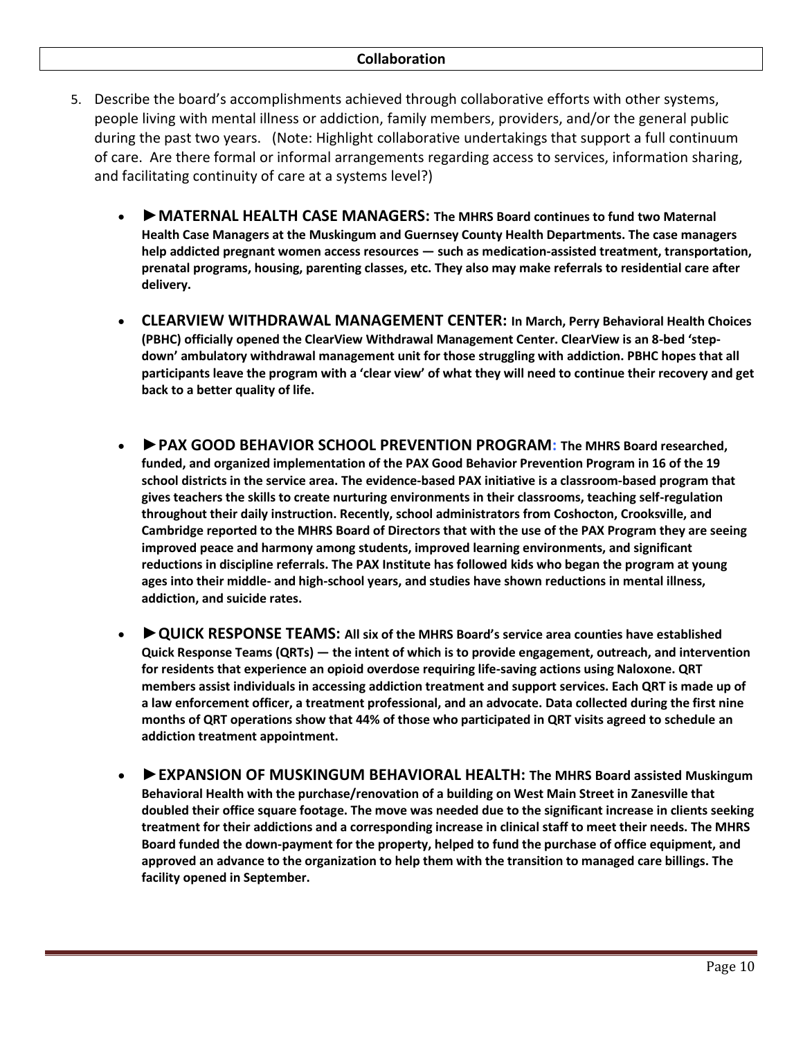## Collaboration

5. Describe the board's accomplishments achieved through collaborative efforts with other systems, people living with mental illness or addiction, family members, providers, and/or the general public during the past two years. (Note: Highlight collaborative undertakings that support a full continuum of care. Are there formal or informal arrangements regarding access to services, information sharing, and facilitating continuity of care at a systems level?)

   - **►MATERNAL HEALTH CASE MANAGERS: The MHRS Board continues to fund two Maternal Health Case Managers at the Muskingum and Guernsey County Health Departments. The case managers help addicted pregnant women access resources — such as medication-assisted treatment, transportation, prenatal programs, housing, parenting classes, etc. They also may make referrals to residential care after delivery.**

   - **CLEARVIEW WITHDRAWAL MANAGEMENT CENTER: In March, Perry Behavioral Health Choices (PBHC) officially opened the ClearView Withdrawal Management Center. ClearView is an 8-bed 'step-down' ambulatory withdrawal management unit for those struggling with addiction. PBHC hopes that all participants leave the program with a 'clear view' of what they will need to continue their recovery and get back to a better quality of life.**

   - **►PAX GOOD BEHAVIOR SCHOOL PREVENTION PROGRAM: The MHRS Board researched, funded, and organized implementation of the PAX Good Behavior Prevention Program in 16 of the 19 school districts in the service area. The evidence-based PAX initiative is a classroom-based program that gives teachers the skills to create nurturing environments in their classrooms, teaching self-regulation throughout their daily instruction. Recently, school administrators from Coshocton, Crooksville, and Cambridge reported to the MHRS Board of Directors that with the use of the PAX Program they are seeing improved peace and harmony among students, improved learning environments, and significant reductions in discipline referrals. The PAX Institute has followed kids who began the program at young ages into their middle- and high-school years, and studies have shown reductions in mental illness, addiction, and suicide rates.**

   - **►QUICK RESPONSE TEAMS: All six of the MHRS Board's service area counties have established Quick Response Teams (QRTs) — the intent of which is to provide engagement, outreach, and intervention for residents that experience an opioid overdose requiring life-saving actions using Naloxone. QRT members assist individuals in accessing addiction treatment and support services. Each QRT is made up of a law enforcement officer, a treatment professional, and an advocate. Data collected during the first nine months of QRT operations show that 44% of those who participated in QRT visits agreed to schedule an addiction treatment appointment.**

   - **►EXPANSION OF MUSKINGUM BEHAVIORAL HEALTH: The MHRS Board assisted Muskingum Behavioral Health with the purchase/renovation of a building on West Main Street in Zanesville that doubled their office square footage. The move was needed due to the significant increase in clients seeking treatment for their addictions and a corresponding increase in clinical staff to meet their needs. The MHRS Board funded the down-payment for the property, helped to fund the purchase of office equipment, and approved an advance to the organization to help them with the transition to managed care billings. The facility opened in September.**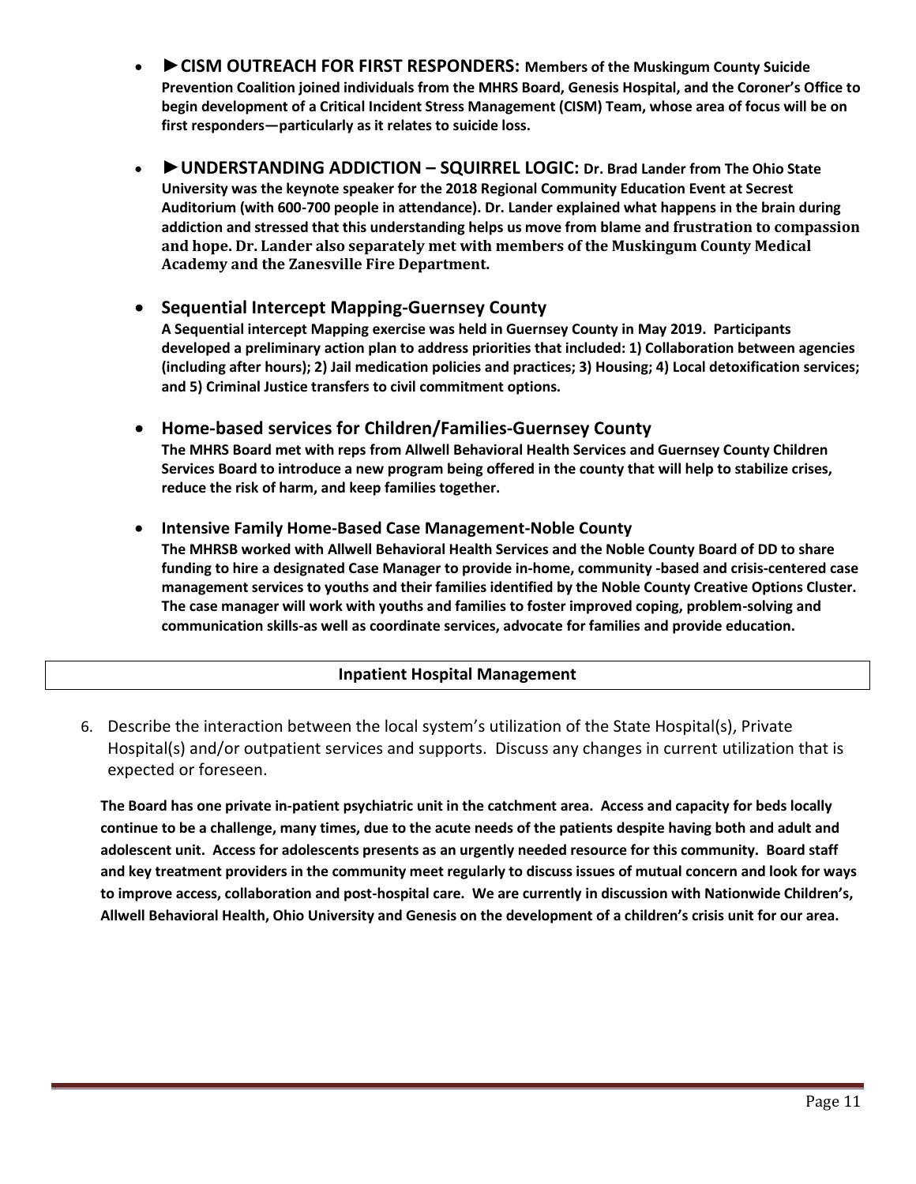- **►CISM OUTREACH FOR FIRST RESPONDERS: Members of the Muskingum County Suicide Prevention Coalition joined individuals from the MHRS Board, Genesis Hospital, and the Coroner's Office to begin development of a Critical Incident Stress Management (CISM) Team, whose area of focus will be on first responders—particularly as it relates to suicide loss.**

- **►UNDERSTANDING ADDICTION – SQUIRREL LOGIC: Dr. Brad Lander from The Ohio State University was the keynote speaker for the 2018 Regional Community Education Event at Secrest Auditorium (with 600-700 people in attendance). Dr. Lander explained what happens in the brain during addiction and stressed that this understanding helps us move from blame and frustration to compassion and hope. Dr. Lander also separately met with members of the Muskingum County Medical Academy and the Zanesville Fire Department.**

- **Sequential Intercept Mapping-Guernsey County**
  **A Sequential intercept Mapping exercise was held in Guernsey County in May 2019. Participants developed a preliminary action plan to address priorities that included: 1) Collaboration between agencies (including after hours); 2) Jail medication policies and practices; 3) Housing; 4) Local detoxification services; and 5) Criminal Justice transfers to civil commitment options.**

- **Home-based services for Children/Families-Guernsey County**
  **The MHRS Board met with reps from Allwell Behavioral Health Services and Guernsey County Children Services Board to introduce a new program being offered in the county that will help to stabilize crises, reduce the risk of harm, and keep families together.**

- **Intensive Family Home-Based Case Management-Noble County**
  **The MHRSB worked with Allwell Behavioral Health Services and the Noble County Board of DD to share funding to hire a designated Case Manager to provide in-home, community -based and crisis-centered case management services to youths and their families identified by the Noble County Creative Options Cluster. The case manager will work with youths and families to foster improved coping, problem-solving and communication skills-as well as coordinate services, advocate for families and provide education.**

## Inpatient Hospital Management

6. Describe the interaction between the local system's utilization of the State Hospital(s), Private Hospital(s) and/or outpatient services and supports. Discuss any changes in current utilization that is expected or foreseen.

**The Board has one private in-patient psychiatric unit in the catchment area. Access and capacity for beds locally continue to be a challenge, many times, due to the acute needs of the patients despite having both and adult and adolescent unit. Access for adolescents presents as an urgently needed resource for this community. Board staff and key treatment providers in the community meet regularly to discuss issues of mutual concern and look for ways to improve access, collaboration and post-hospital care. We are currently in discussion with Nationwide Children's, Allwell Behavioral Health, Ohio University and Genesis on the development of a children's crisis unit for our area.**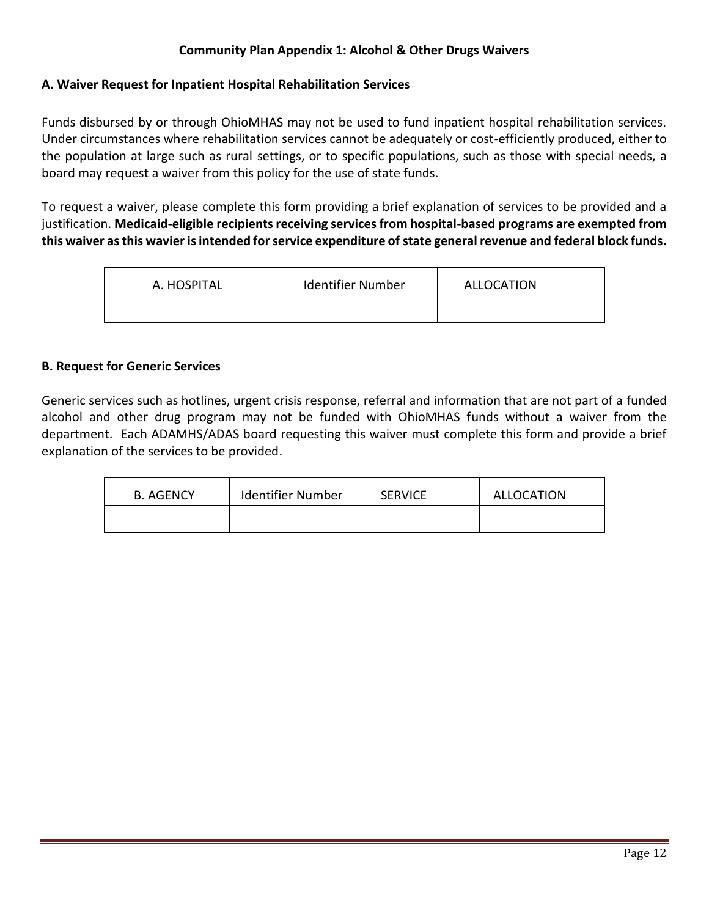# Community Plan Appendix 1: Alcohol & Other Drugs Waivers

## A. Waiver Request for Inpatient Hospital Rehabilitation Services

Funds disbursed by or through OhioMHAS may not be used to fund inpatient hospital rehabilitation services. Under circumstances where rehabilitation services cannot be adequately or cost-efficiently produced, either to the population at large such as rural settings, or to specific populations, such as those with special needs, a board may request a waiver from this policy for the use of state funds.

To request a waiver, please complete this form providing a brief explanation of services to be provided and a justification. **Medicaid-eligible recipients receiving services from hospital-based programs are exempted from this waiver as this wavier is intended for service expenditure of state general revenue and federal block funds.**

| A. HOSPITAL | Identifier Number | ALLOCATION |
|---|---|---|
| | | |

## B. Request for Generic Services

Generic services such as hotlines, urgent crisis response, referral and information that are not part of a funded alcohol and other drug program may not be funded with OhioMHAS funds without a waiver from the department. Each ADAMHS/ADAS board requesting this waiver must complete this form and provide a brief explanation of the services to be provided.

| B. AGENCY | Identifier Number | SERVICE | ALLOCATION |
|---|---|---|---|
| | | | |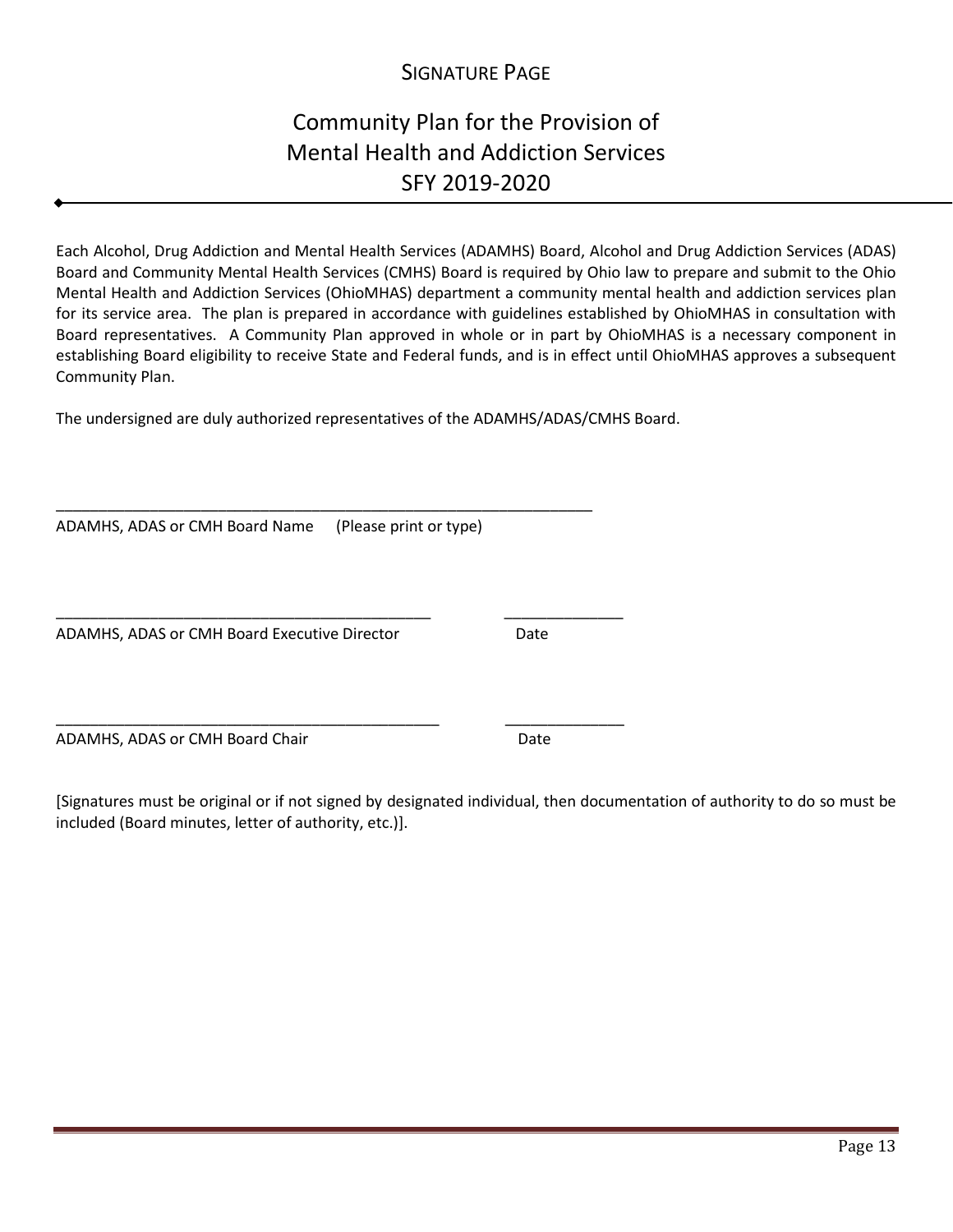# SIGNATURE PAGE

## Community Plan for the Provision of Mental Health and Addiction Services SFY 2019-2020

Each Alcohol, Drug Addiction and Mental Health Services (ADAMHS) Board, Alcohol and Drug Addiction Services (ADAS) Board and Community Mental Health Services (CMHS) Board is required by Ohio law to prepare and submit to the Ohio Mental Health and Addiction Services (OhioMHAS) department a community mental health and addiction services plan for its service area. The plan is prepared in accordance with guidelines established by OhioMHAS in consultation with Board representatives. A Community Plan approved in whole or in part by OhioMHAS is a necessary component in establishing Board eligibility to receive State and Federal funds, and is in effect until OhioMHAS approves a subsequent Community Plan.

The undersigned are duly authorized representatives of the ADAMHS/ADAS/CMHS Board.

_______________________________________________________________

ADAMHS, ADAS or CMH Board Name (Please print or type)

____________________________________________ ______________

ADAMHS, ADAS or CMH Board Executive Director Date

_____________________________________________ ______________

ADAMHS, ADAS or CMH Board Chair Date

[Signatures must be original or if not signed by designated individual, then documentation of authority to do so must be included (Board minutes, letter of authority, etc.)].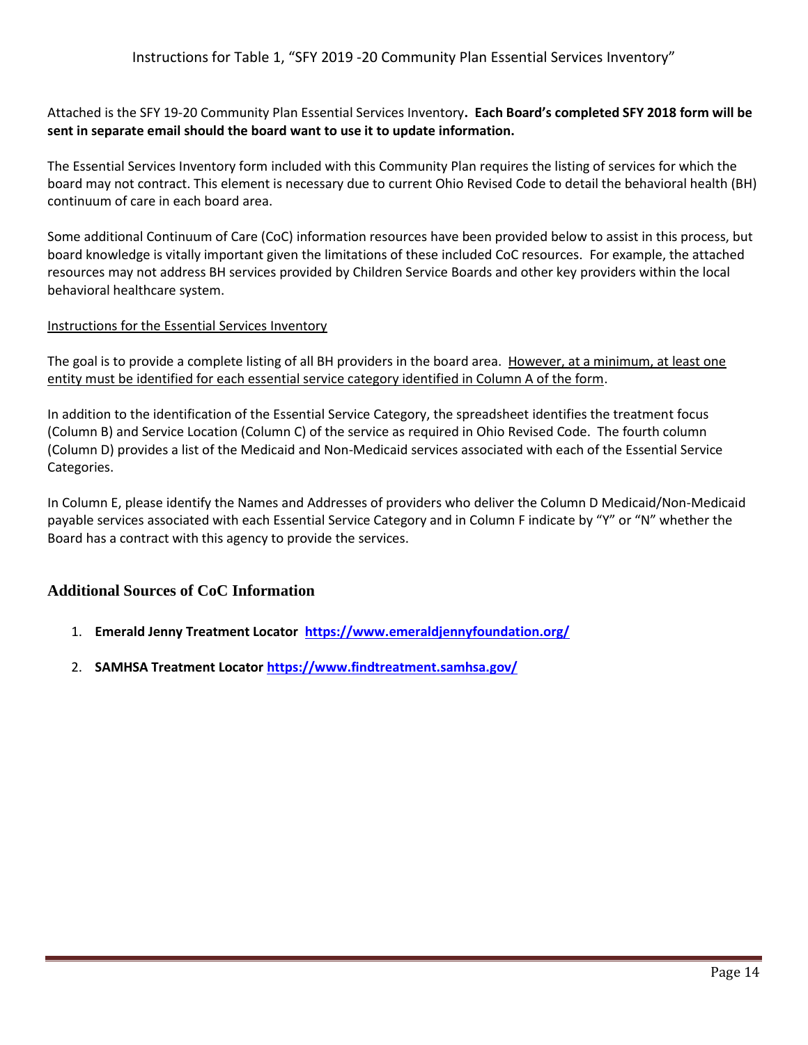# Instructions for Table 1, "SFY 2019 -20 Community Plan Essential Services Inventory"

Attached is the SFY 19-20 Community Plan Essential Services Inventory**. Each Board's completed SFY 2018 form will be sent in separate email should the board want to use it to update information.**

The Essential Services Inventory form included with this Community Plan requires the listing of services for which the board may not contract. This element is necessary due to current Ohio Revised Code to detail the behavioral health (BH) continuum of care in each board area.

Some additional Continuum of Care (CoC) information resources have been provided below to assist in this process, but board knowledge is vitally important given the limitations of these included CoC resources. For example, the attached resources may not address BH services provided by Children Service Boards and other key providers within the local behavioral healthcare system.

Instructions for the Essential Services Inventory

The goal is to provide a complete listing of all BH providers in the board area. However, at a minimum, at least one entity must be identified for each essential service category identified in Column A of the form.

In addition to the identification of the Essential Service Category, the spreadsheet identifies the treatment focus (Column B) and Service Location (Column C) of the service as required in Ohio Revised Code. The fourth column (Column D) provides a list of the Medicaid and Non-Medicaid services associated with each of the Essential Service Categories.

In Column E, please identify the Names and Addresses of providers who deliver the Column D Medicaid/Non-Medicaid payable services associated with each Essential Service Category and in Column F indicate by "Y" or "N" whether the Board has a contract with this agency to provide the services.

## Additional Sources of CoC Information

1. **Emerald Jenny Treatment Locator** **https://www.emeraldjennyfoundation.org/**
2. **SAMHSA Treatment Locator** **https://www.findtreatment.samhsa.gov/**